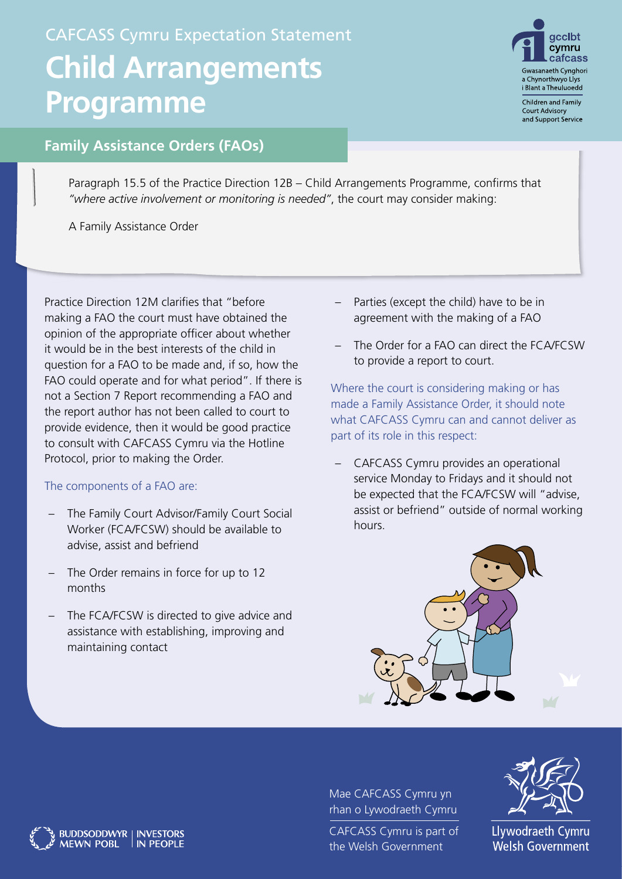CAFCASS Cymru Expectation Statement

# Child Arrangements Programme

## Family Assistance Orders (FAOs)

Paragraph 15.5 of the Practice Direction 12B – Child Arrangements Programme, confirms that *"where active involvement or monitoring is needed"*, the court may consider making:

A Family Assistance Order

Practice Direction 12M clarifies that "before making a FAO the court must have obtained the opinion of the appropriate officer about whether it would be in the best interests of the child in question for a FAO to be made and, if so, how the FAO could operate and for what period". If there is not a Section 7 Report recommending a FAO and the report author has not been called to court to provide evidence, then it would be good practice to consult with CAFCASS Cymru via the Hotline Protocol, prior to making the Order.

The components of a FAO are:

- The Family Court Advisor/Family Court Social Worker (FCA/FCSW) should be available to advise, assist and befriend
- The Order remains in force for up to 12 months
- The FCA/FCSW is directed to give advice and assistance with establishing, improving and maintaining contact
- Parties (except the child) have to be in agreement with the making of a FAO
- The Order for a FAO can direct the FCA/FCSW to provide a report to court.

Where the court is considering making or has made a Family Assistance Order, it should note what CAFCASS Cymru can and cannot deliver as part of its role in this respect:

- CAFCASS Cymru provides an operational service Monday to Fridays and it should not be expected that the FCA/FCSW will "advise, assist or befriend" outside of normal working hours.

Mae CAFCASS Cymru yn rhan o Lywodraeth Cymru

CAFCASS Cymru is part of the Welsh Government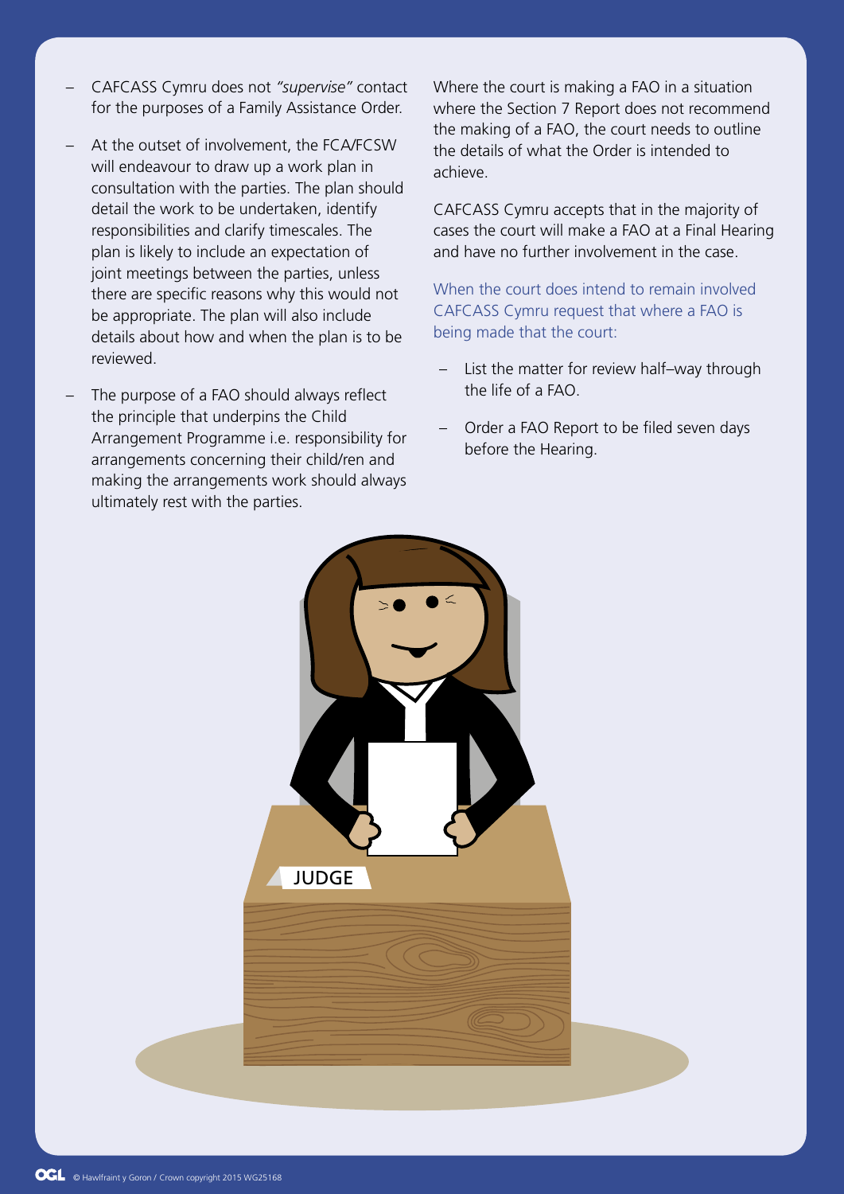- CAFCASS Cymru does not *"supervise"* contact for the purposes of a Family Assistance Order.
- At the outset of involvement, the FCA/FCSW will endeavour to draw up a work plan in consultation with the parties. The plan should detail the work to be undertaken, identify responsibilities and clarify timescales. The plan is likely to include an expectation of joint meetings between the parties, unless there are specific reasons why this would not be appropriate. The plan will also include details about how and when the plan is to be reviewed.
- The purpose of a FAO should always reflect the principle that underpins the Child Arrangement Programme i.e. responsibility for arrangements concerning their child/ren and making the arrangements work should always ultimately rest with the parties.

Where the court is making a FAO in a situation where the Section 7 Report does not recommend the making of a FAO, the court needs to outline the details of what the Order is intended to achieve.

CAFCASS Cymru accepts that in the majority of cases the court will make a FAO at a Final Hearing and have no further involvement in the case.

When the court does intend to remain involved CAFCASS Cymru request that where a FAO is being made that the court:

- List the matter for review half–way through the life of a FAO.
- Order a FAO Report to be filed seven days before the Hearing.

JUDGE